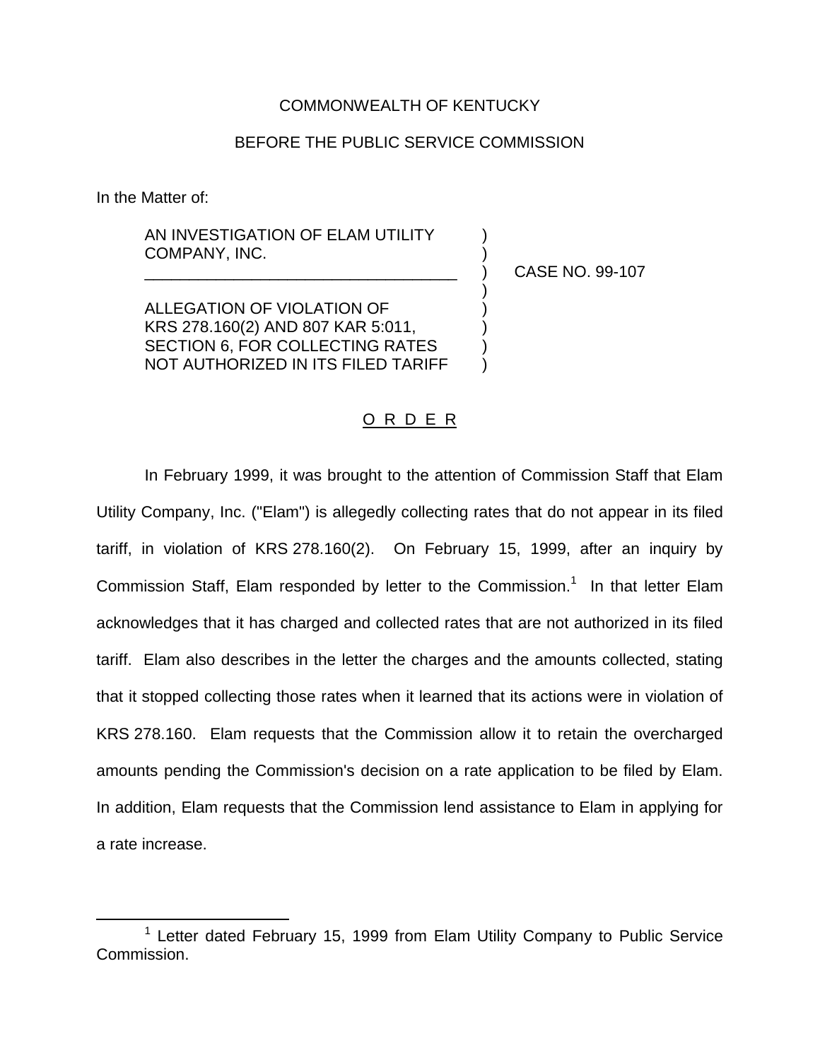COMMONWEALTH OF KENTUCKY

BEFORE THE PUBLIC SERVICE COMMISSION

In the Matter of:

AN INVESTIGATION OF ELAM UTILITY COMPANY, INC.

ALLEGATION OF VIOLATION OF KRS 278.160(2) AND 807 KAR 5:011, SECTION 6, FOR COLLECTING RATES NOT AUTHORIZED IN ITS FILED TARIFF

CASE NO. 99-107

## O R D E R

In February 1999, it was brought to the attention of Commission Staff that Elam Utility Company, Inc. ("Elam") is allegedly collecting rates that do not appear in its filed tariff, in violation of KRS 278.160(2). On February 15, 1999, after an inquiry by Commission Staff, Elam responded by letter to the Commission.[1] In that letter Elam acknowledges that it has charged and collected rates that are not authorized in its filed tariff. Elam also describes in the letter the charges and the amounts collected, stating that it stopped collecting those rates when it learned that its actions were in violation of KRS 278.160. Elam requests that the Commission allow it to retain the overcharged amounts pending the Commission's decision on a rate application to be filed by Elam. In addition, Elam requests that the Commission lend assistance to Elam in applying for a rate increase.

[1] Letter dated February 15, 1999 from Elam Utility Company to Public Service Commission.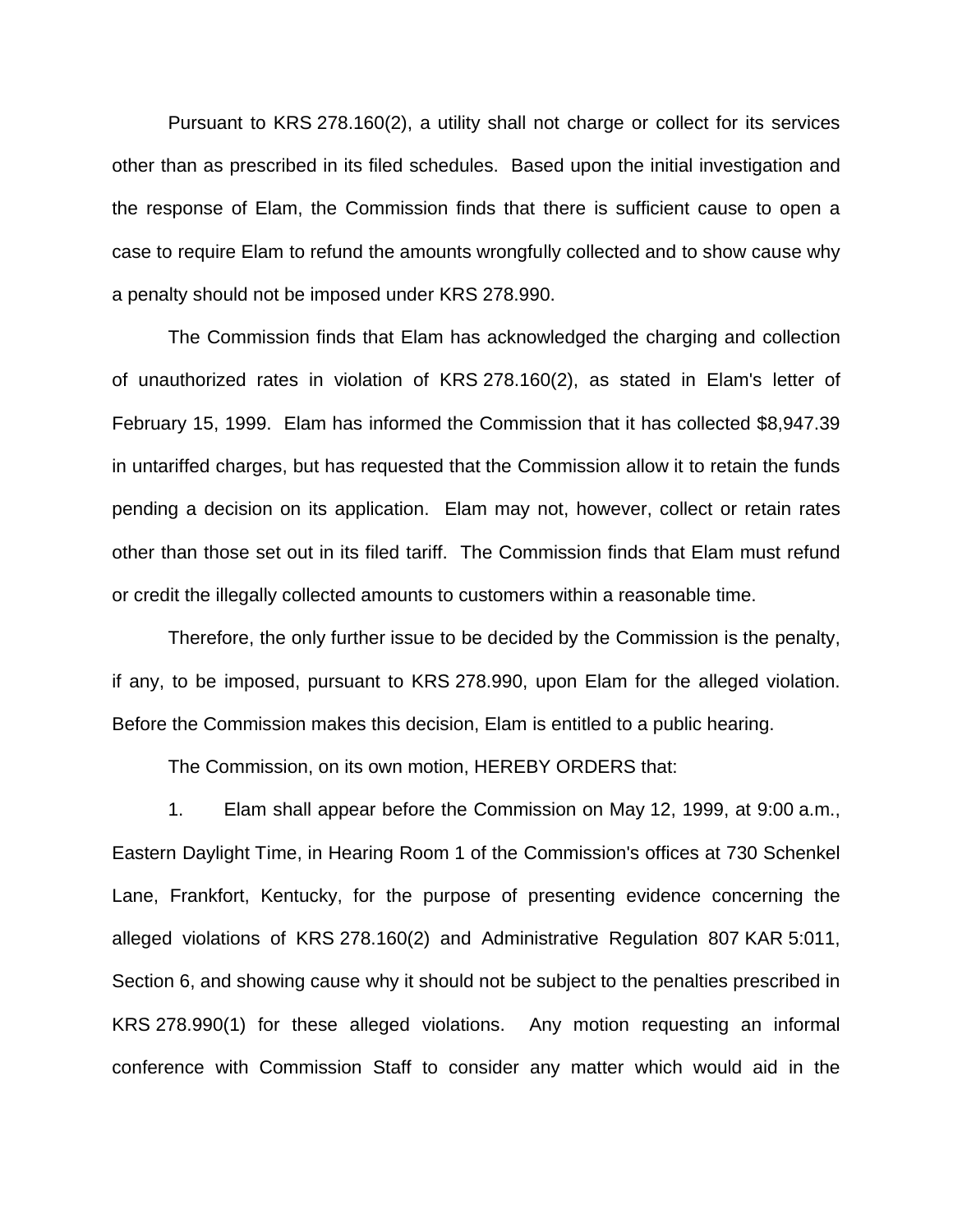Pursuant to KRS 278.160(2), a utility shall not charge or collect for its services other than as prescribed in its filed schedules. Based upon the initial investigation and the response of Elam, the Commission finds that there is sufficient cause to open a case to require Elam to refund the amounts wrongfully collected and to show cause why a penalty should not be imposed under KRS 278.990.

The Commission finds that Elam has acknowledged the charging and collection of unauthorized rates in violation of KRS 278.160(2), as stated in Elam's letter of February 15, 1999. Elam has informed the Commission that it has collected $8,947.39 in untariffed charges, but has requested that the Commission allow it to retain the funds pending a decision on its application. Elam may not, however, collect or retain rates other than those set out in its filed tariff. The Commission finds that Elam must refund or credit the illegally collected amounts to customers within a reasonable time.

Therefore, the only further issue to be decided by the Commission is the penalty, if any, to be imposed, pursuant to KRS 278.990, upon Elam for the alleged violation. Before the Commission makes this decision, Elam is entitled to a public hearing.

The Commission, on its own motion, HEREBY ORDERS that:

1. Elam shall appear before the Commission on May 12, 1999, at 9:00 a.m., Eastern Daylight Time, in Hearing Room 1 of the Commission's offices at 730 Schenkel Lane, Frankfort, Kentucky, for the purpose of presenting evidence concerning the alleged violations of KRS 278.160(2) and Administrative Regulation 807 KAR 5:011, Section 6, and showing cause why it should not be subject to the penalties prescribed in KRS 278.990(1) for these alleged violations. Any motion requesting an informal conference with Commission Staff to consider any matter which would aid in the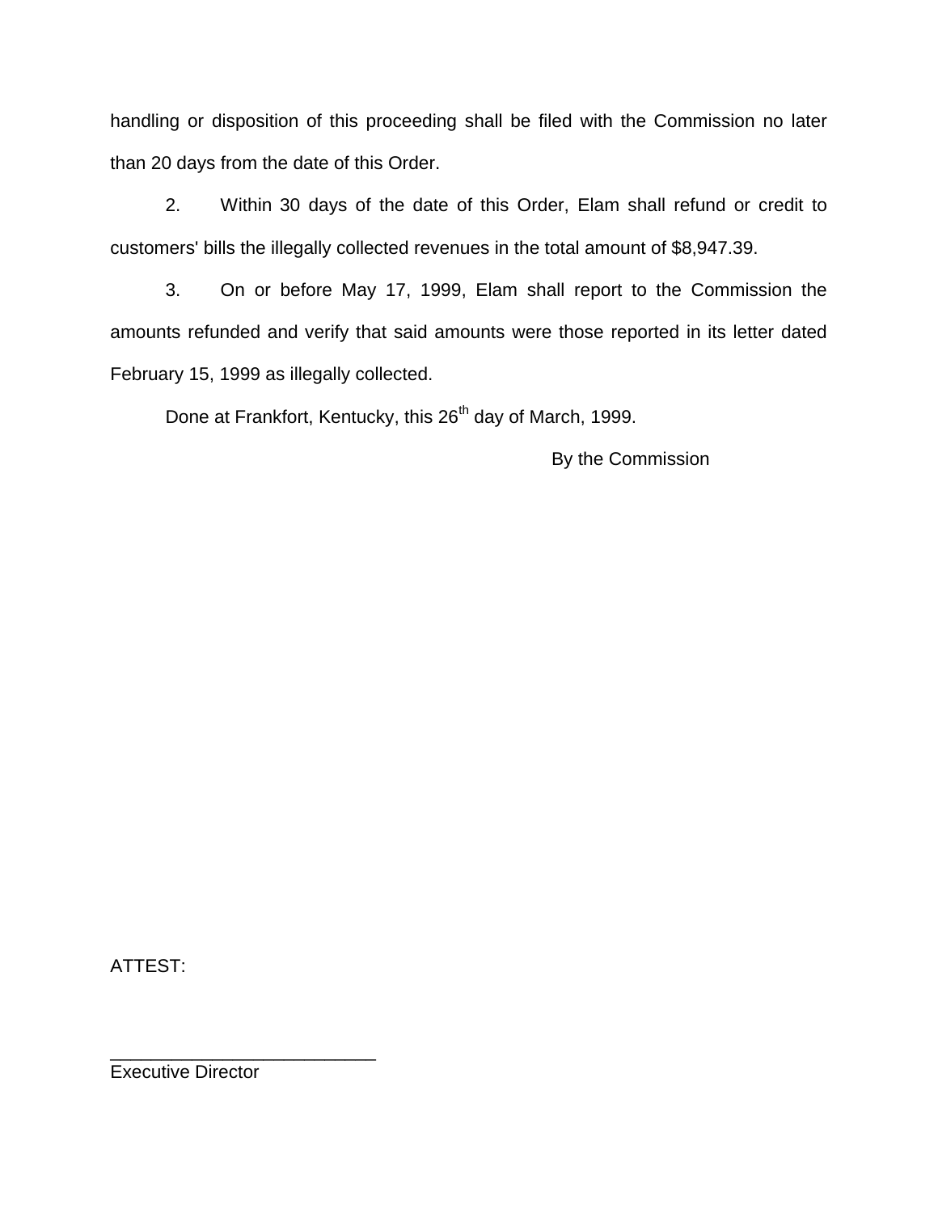handling or disposition of this proceeding shall be filed with the Commission no later than 20 days from the date of this Order.

2. Within 30 days of the date of this Order, Elam shall refund or credit to customers' bills the illegally collected revenues in the total amount of $8,947.39.

3. On or before May 17, 1999, Elam shall report to the Commission the amounts refunded and verify that said amounts were those reported in its letter dated February 15, 1999 as illegally collected.

Done at Frankfort, Kentucky, this 26th day of March, 1999.

By the Commission

ATTEST:

___________________________
Executive Director